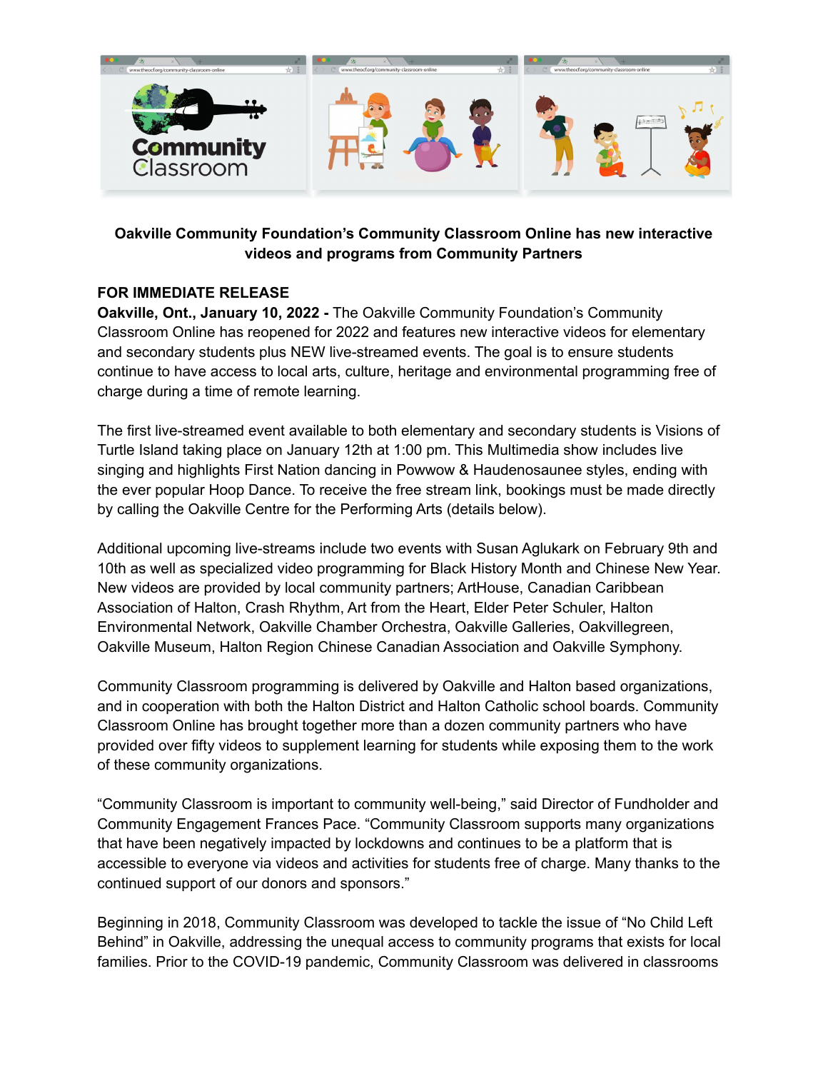**Oakville Community Foundation's Community Classroom Online has new interactive videos and programs from Community Partners**

**FOR IMMEDIATE RELEASE**

**Oakville, Ont., January 10, 2022 -** The Oakville Community Foundation's Community Classroom Online has reopened for 2022 and features new interactive videos for elementary and secondary students plus NEW live-streamed events. The goal is to ensure students continue to have access to local arts, culture, heritage and environmental programming free of charge during a time of remote learning.

The first live-streamed event available to both elementary and secondary students is Visions of Turtle Island taking place on January 12th at 1:00 pm. This Multimedia show includes live singing and highlights First Nation dancing in Powwow & Haudenosaunee styles, ending with the ever popular Hoop Dance. To receive the free stream link, bookings must be made directly by calling the Oakville Centre for the Performing Arts (details below).

Additional upcoming live-streams include two events with Susan Aglukark on February 9th and 10th as well as specialized video programming for Black History Month and Chinese New Year. New videos are provided by local community partners; ArtHouse, Canadian Caribbean Association of Halton, Crash Rhythm, Art from the Heart, Elder Peter Schuler, Halton Environmental Network, Oakville Chamber Orchestra, Oakville Galleries, Oakvillegreen, Oakville Museum, Halton Region Chinese Canadian Association and Oakville Symphony.

Community Classroom programming is delivered by Oakville and Halton based organizations, and in cooperation with both the Halton District and Halton Catholic school boards. Community Classroom Online has brought together more than a dozen community partners who have provided over fifty videos to supplement learning for students while exposing them to the work of these community organizations.

"Community Classroom is important to community well-being," said Director of Fundholder and Community Engagement Frances Pace. "Community Classroom supports many organizations that have been negatively impacted by lockdowns and continues to be a platform that is accessible to everyone via videos and activities for students free of charge. Many thanks to the continued support of our donors and sponsors."

Beginning in 2018, Community Classroom was developed to tackle the issue of "No Child Left Behind" in Oakville, addressing the unequal access to community programs that exists for local families. Prior to the COVID-19 pandemic, Community Classroom was delivered in classrooms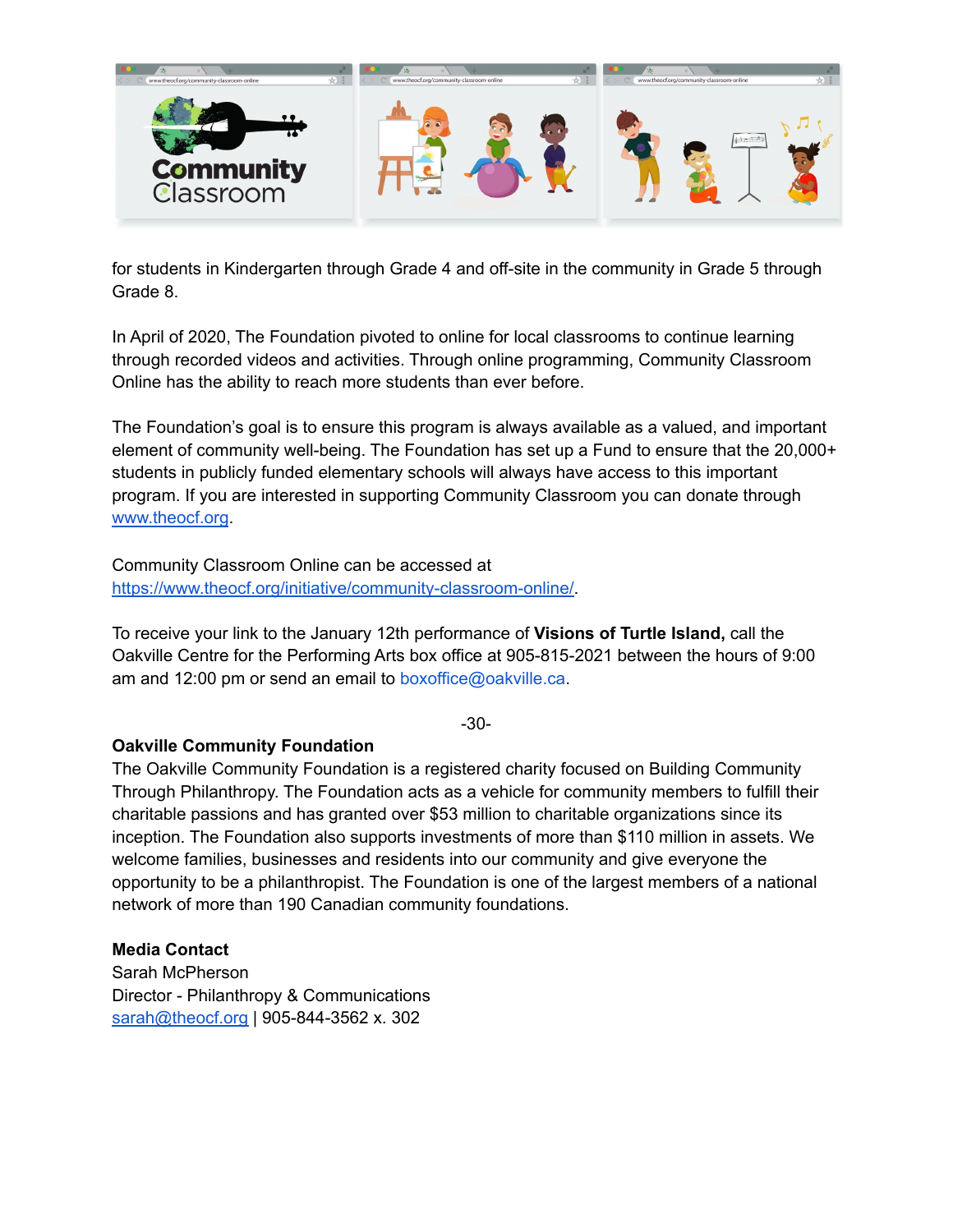for students in Kindergarten through Grade 4 and off-site in the community in Grade 5 through Grade 8.

In April of 2020, The Foundation pivoted to online for local classrooms to continue learning through recorded videos and activities. Through online programming, Community Classroom Online has the ability to reach more students than ever before.

The Foundation's goal is to ensure this program is always available as a valued, and important element of community well-being. The Foundation has set up a Fund to ensure that the 20,000+ students in publicly funded elementary schools will always have access to this important program. If you are interested in supporting Community Classroom you can donate through www.theocf.org.

Community Classroom Online can be accessed at https://www.theocf.org/initiative/community-classroom-online/.

To receive your link to the January 12th performance of **Visions of Turtle Island,** call the Oakville Centre for the Performing Arts box office at 905-815-2021 between the hours of 9:00 am and 12:00 pm or send an email to boxoffice@oakville.ca.

-30-

**Oakville Community Foundation**
The Oakville Community Foundation is a registered charity focused on Building Community Through Philanthropy. The Foundation acts as a vehicle for community members to fulfill their charitable passions and has granted over $53 million to charitable organizations since its inception. The Foundation also supports investments of more than $110 million in assets. We welcome families, businesses and residents into our community and give everyone the opportunity to be a philanthropist. The Foundation is one of the largest members of a national network of more than 190 Canadian community foundations.

**Media Contact**
Sarah McPherson
Director - Philanthropy & Communications
sarah@theocf.org | 905-844-3562 x. 302